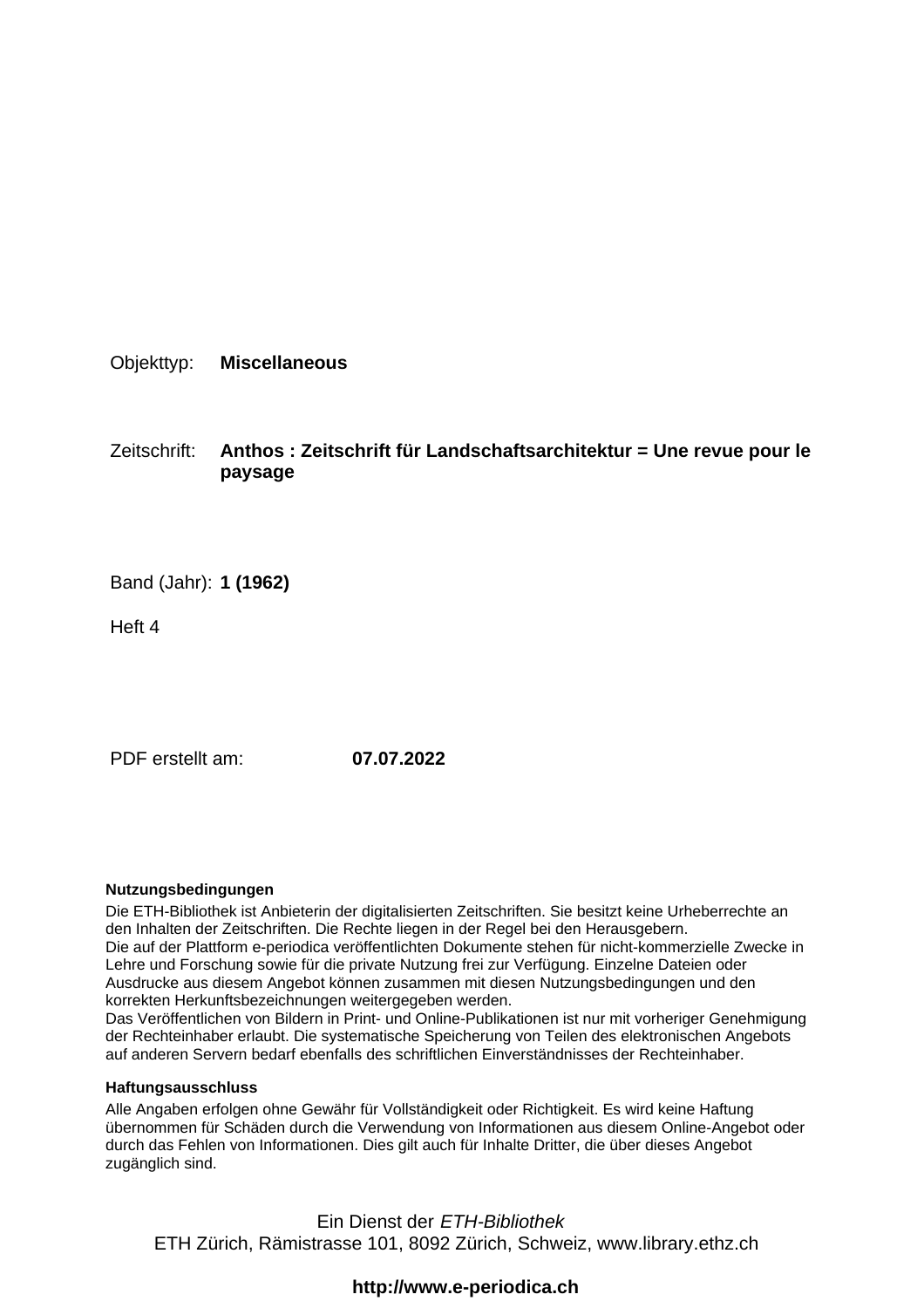Objekttyp: **Miscellaneous**

Zeitschrift: **Anthos : Zeitschrift für Landschaftsarchitektur = Une revue pour le paysage**

Band (Jahr): **1 (1962)**

Heft 4

PDF erstellt am: **07.07.2022**

### Nutzungsbedingungen

Die ETH-Bibliothek ist Anbieterin der digitalisierten Zeitschriften. Sie besitzt keine Urheberrechte an den Inhalten der Zeitschriften. Die Rechte liegen in der Regel bei den Herausgebern.
Die auf der Plattform e-periodica veröffentlichten Dokumente stehen für nicht-kommerzielle Zwecke in Lehre und Forschung sowie für die private Nutzung frei zur Verfügung. Einzelne Dateien oder Ausdrucke aus diesem Angebot können zusammen mit diesen Nutzungsbedingungen und den korrekten Herkunftsbezeichnungen weitergegeben werden.
Das Veröffentlichen von Bildern in Print- und Online-Publikationen ist nur mit vorheriger Genehmigung der Rechteinhaber erlaubt. Die systematische Speicherung von Teilen des elektronischen Angebots auf anderen Servern bedarf ebenfalls des schriftlichen Einverständnisses der Rechteinhaber.

### Haftungsausschluss

Alle Angaben erfolgen ohne Gewähr für Vollständigkeit oder Richtigkeit. Es wird keine Haftung übernommen für Schäden durch die Verwendung von Informationen aus diesem Online-Angebot oder durch das Fehlen von Informationen. Dies gilt auch für Inhalte Dritter, die über dieses Angebot zugänglich sind.

Ein Dienst der *ETH-Bibliothek*
ETH Zürich, Rämistrasse 101, 8092 Zürich, Schweiz, www.library.ethz.ch

**http://www.e-periodica.ch**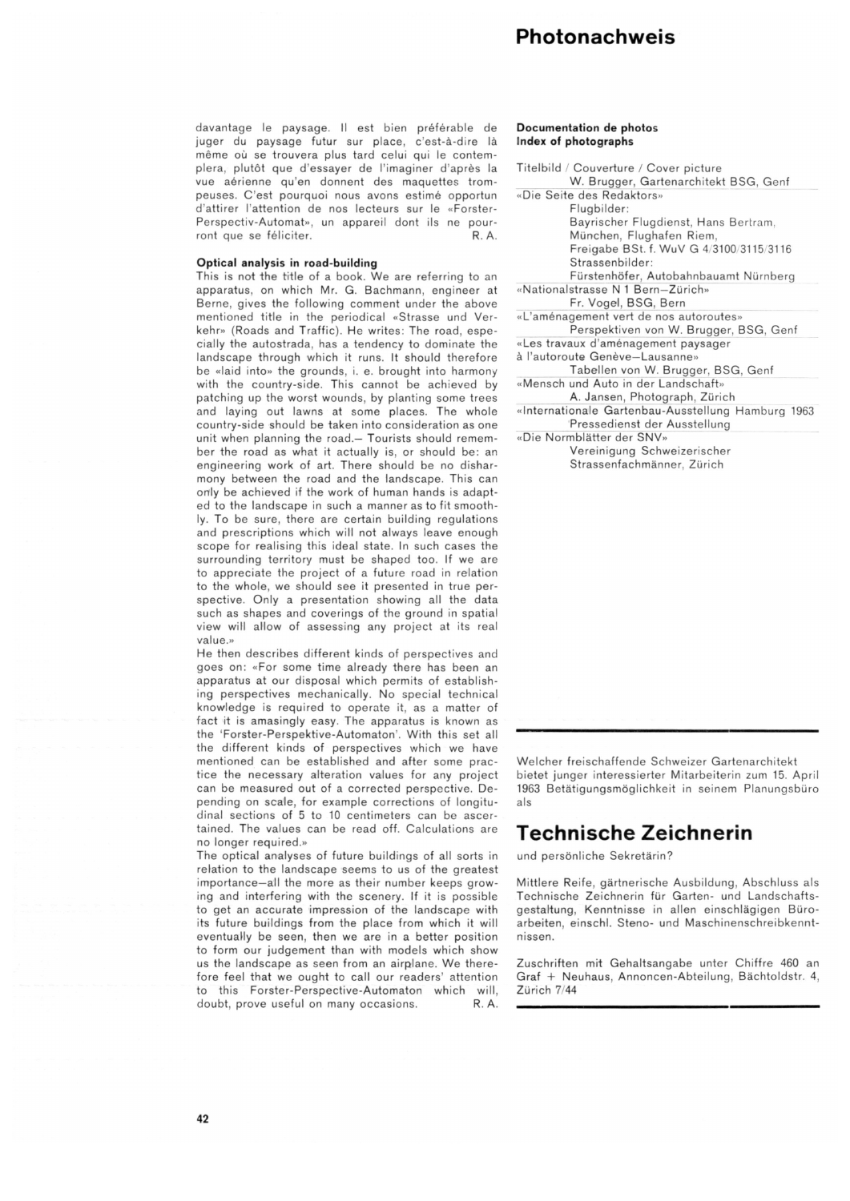davantage le paysage. Il est bien préférable de juger du paysage futur sur place, c'est-à-dire là même où se trouvera plus tard celui qui le contemplera, plutôt que d'essayer de l'imaginer d'après la vue aérienne qu'en donnent des maquettes trompeuses. C'est pourquoi nous avons estimé opportun d'attirer l'attention de nos lecteurs sur le «Forster-Perspectiv-Automat», un appareil dont ils ne pourront que se féliciter. R. A.

**Optical analysis in road-building**

This is not the title of a book. We are referring to an apparatus, on which Mr. G. Bachmann, engineer at Berne, gives the following comment under the above mentioned title in the periodical «Strasse und Verkehr» (Roads and Traffic). He writes: The road, especially the autostrada, has a tendency to dominate the landscape through which it runs. It should therefore be «laid into» the grounds, i. e. brought into harmony with the country-side. This cannot be achieved by patching up the worst wounds, by planting some trees and laying out lawns at some places. The whole country-side should be taken into consideration as one unit when planning the road.— Tourists should remember the road as what it actually is, or should be: an engineering work of art. There should be no disharmony between the road and the landscape. This can only be achieved if the work of human hands is adapted to the landscape in such a manner as to fit smoothly. To be sure, there are certain building regulations and prescriptions which will not always leave enough scope for realising this ideal state. In such cases the surrounding territory must be shaped too. If we are to appreciate the project of a future road in relation to the whole, we should see it presented in true perspective. Only a presentation showing all the data such as shapes and coverings of the ground in spatial view will allow of assessing any project at its real value.»

He then describes different kinds of perspectives and goes on: «For some time already there has been an apparatus at our disposal which permits of establishing perspectives mechanically. No special technical knowledge is required to operate it, as a matter of fact it is amasingly easy. The apparatus is known as the 'Forster-Perspektive-Automaton'. With this set all the different kinds of perspectives which we have mentioned can be established and after some practice the necessary alteration values for any project can be measured out of a corrected perspective. Depending on scale, for example corrections of longitudinal sections of 5 to 10 centimeters can be ascertained. The values can be read off. Calculations are no longer required.»

The optical analyses of future buildings of all sorts in relation to the landscape seems to us of the greatest importance—all the more as their number keeps growing and interfering with the scenery. If it is possible to get an accurate impression of the landscape with its future buildings from the place from which it will eventually be seen, then we are in a better position to form our judgement than with models which show us the landscape as seen from an airplane. We therefore feel that we ought to call our readers' attention to this Forster-Perspective-Automaton which will, doubt, prove useful on many occasions. R. A.

# Photonachweis

**Documentation de photos**
**Index of photographs**

Titelbild / Couverture / Cover picture
W. Brugger, Gartenarchitekt BSG, Genf

«Die Seite des Redaktors»
Flugbilder:
Bayrischer Flugdienst, Hans Bertram, München, Flughafen Riem,
Freigabe BSt. f. WuV G 4/3100/3115/3116
Strassenbilder:
Fürstenhöfer, Autobahnbauamt Nürnberg

«Nationalstrasse N 1 Bern—Zürich»
Fr. Vogel, BSG, Bern

«L'aménagement vert de nos autoroutes»
Perspektiven von W. Brugger, BSG, Genf

«Les travaux d'aménagement paysager à l'autoroute Genève—Lausanne»
Tabellen von W. Brugger, BSG, Genf

«Mensch und Auto in der Landschaft»
A. Jansen, Photograph, Zürich

«Internationale Gartenbau-Ausstellung Hamburg 1963
Pressedienst der Ausstellung

«Die Normblätter der SNV»
Vereinigung Schweizerischer Strassenfachmänner, Zürich

---

Welcher freischaffende Schweizer Gartenarchitekt bietet junger interessierter Mitarbeiterin zum 15. April 1963 Betätigungsmöglichkeit in seinem Planungsbüro als

## Technische Zeichnerin

und persönliche Sekretärin?

Mittlere Reife, gärtnerische Ausbildung, Abschluss als Technische Zeichnerin für Garten- und Landschaftsgestaltung, Kenntnisse in allen einschlägigen Büroarbeiten, einschl. Steno- und Maschinenschreibkenntnissen.

Zuschriften mit Gehaltsangabe unter Chiffre 460 an Graf + Neuhaus, Annoncen-Abteilung, Bächtoldstr. 4, Zürich 7/44

---